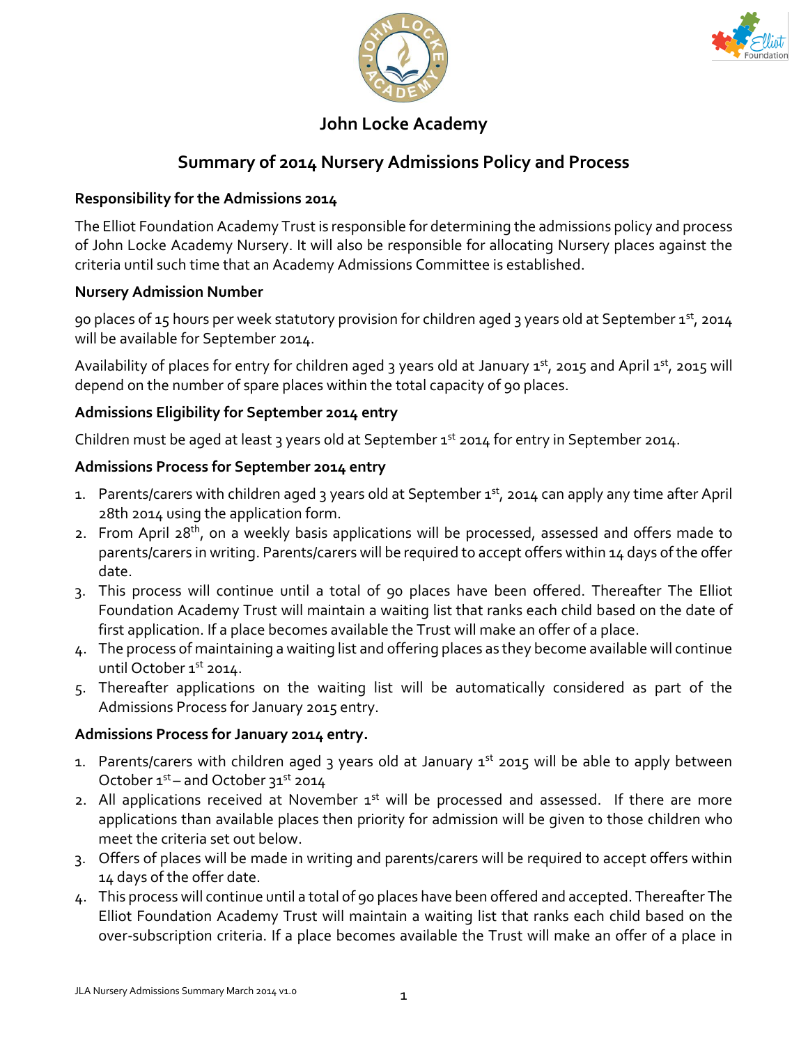# John Locke Academy

## Summary of 2014 Nursery Admissions Policy and Process

### Responsibility for the Admissions 2014

The Elliot Foundation Academy Trust is responsible for determining the admissions policy and process of John Locke Academy Nursery. It will also be responsible for allocating Nursery places against the criteria until such time that an Academy Admissions Committee is established.

### Nursery Admission Number

90 places of 15 hours per week statutory provision for children aged 3 years old at September 1st, 2014 will be available for September 2014.

Availability of places for entry for children aged 3 years old at January 1st, 2015 and April 1st, 2015 will depend on the number of spare places within the total capacity of 90 places.

### Admissions Eligibility for September 2014 entry

Children must be aged at least 3 years old at September 1st 2014 for entry in September 2014.

### Admissions Process for September 2014 entry

1. Parents/carers with children aged 3 years old at September 1st, 2014 can apply any time after April 28th 2014 using the application form.
2. From April 28th, on a weekly basis applications will be processed, assessed and offers made to parents/carers in writing. Parents/carers will be required to accept offers within 14 days of the offer date.
3. This process will continue until a total of 90 places have been offered. Thereafter The Elliot Foundation Academy Trust will maintain a waiting list that ranks each child based on the date of first application. If a place becomes available the Trust will make an offer of a place.
4. The process of maintaining a waiting list and offering places as they become available will continue until October 1st 2014.
5. Thereafter applications on the waiting list will be automatically considered as part of the Admissions Process for January 2015 entry.

### Admissions Process for January 2014 entry.

1. Parents/carers with children aged 3 years old at January 1st 2015 will be able to apply between October 1st – and October 31st 2014
2. All applications received at November 1st will be processed and assessed. If there are more applications than available places then priority for admission will be given to those children who meet the criteria set out below.
3. Offers of places will be made in writing and parents/carers will be required to accept offers within 14 days of the offer date.
4. This process will continue until a total of 90 places have been offered and accepted. Thereafter The Elliot Foundation Academy Trust will maintain a waiting list that ranks each child based on the over-subscription criteria. If a place becomes available the Trust will make an offer of a place in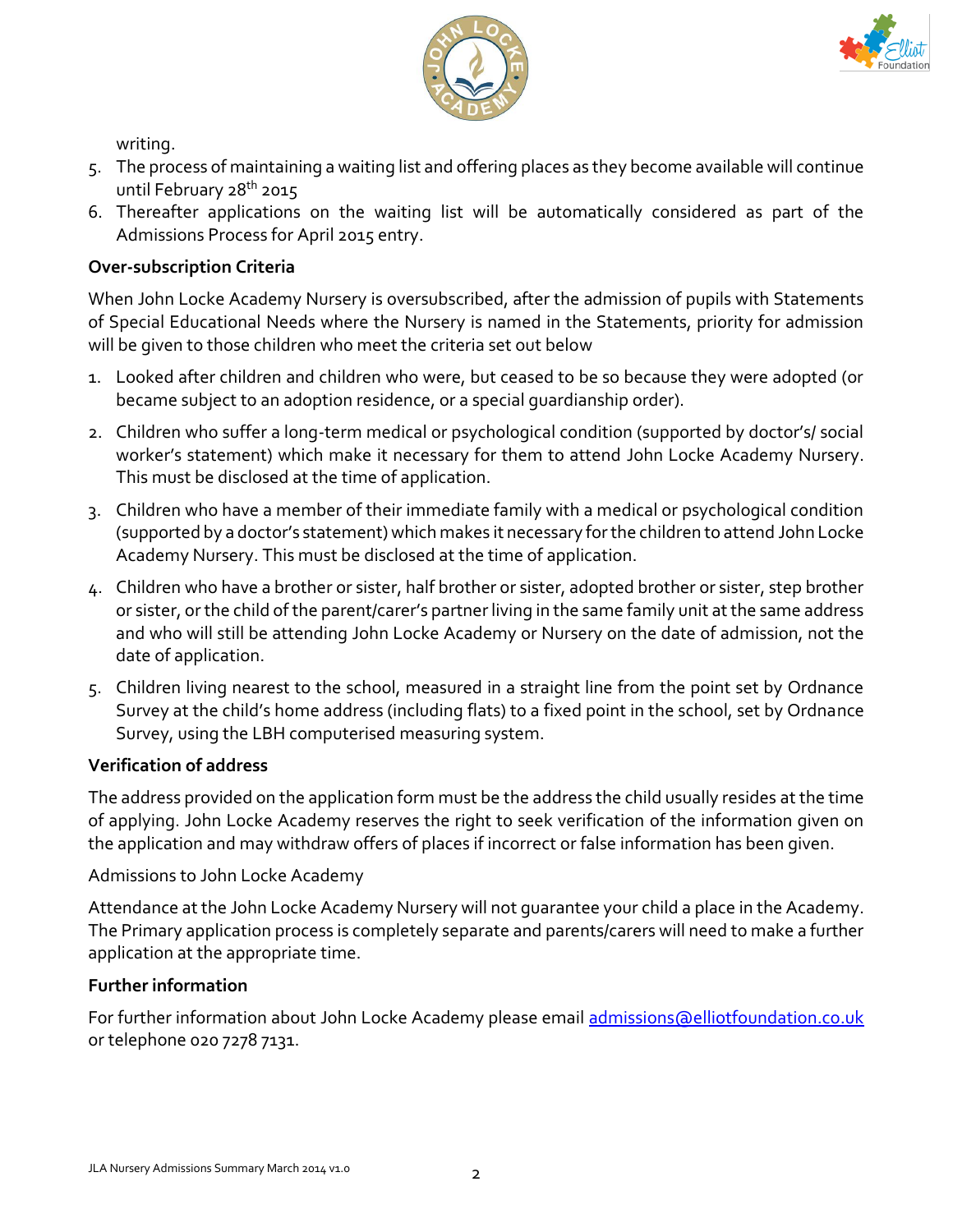writing.

5. The process of maintaining a waiting list and offering places as they become available will continue until February 28th 2015
6. Thereafter applications on the waiting list will be automatically considered as part of the Admissions Process for April 2015 entry.

**Over-subscription Criteria**

When John Locke Academy Nursery is oversubscribed, after the admission of pupils with Statements of Special Educational Needs where the Nursery is named in the Statements, priority for admission will be given to those children who meet the criteria set out below

1. Looked after children and children who were, but ceased to be so because they were adopted (or became subject to an adoption residence, or a special guardianship order).
2. Children who suffer a long-term medical or psychological condition (supported by doctor's/ social worker's statement) which make it necessary for them to attend John Locke Academy Nursery. This must be disclosed at the time of application.
3. Children who have a member of their immediate family with a medical or psychological condition (supported by a doctor's statement) which makes it necessary for the children to attend John Locke Academy Nursery. This must be disclosed at the time of application.
4. Children who have a brother or sister, half brother or sister, adopted brother or sister, step brother or sister, or the child of the parent/carer's partner living in the same family unit at the same address and who will still be attending John Locke Academy or Nursery on the date of admission, not the date of application.
5. Children living nearest to the school, measured in a straight line from the point set by Ordnance Survey at the child's home address (including flats) to a fixed point in the school, set by Ordnance Survey, using the LBH computerised measuring system.

**Verification of address**

The address provided on the application form must be the address the child usually resides at the time of applying. John Locke Academy reserves the right to seek verification of the information given on the application and may withdraw offers of places if incorrect or false information has been given.

Admissions to John Locke Academy

Attendance at the John Locke Academy Nursery will not guarantee your child a place in the Academy. The Primary application process is completely separate and parents/carers will need to make a further application at the appropriate time.

**Further information**

For further information about John Locke Academy please email admissions@elliotfoundation.co.uk or telephone 020 7278 7131.